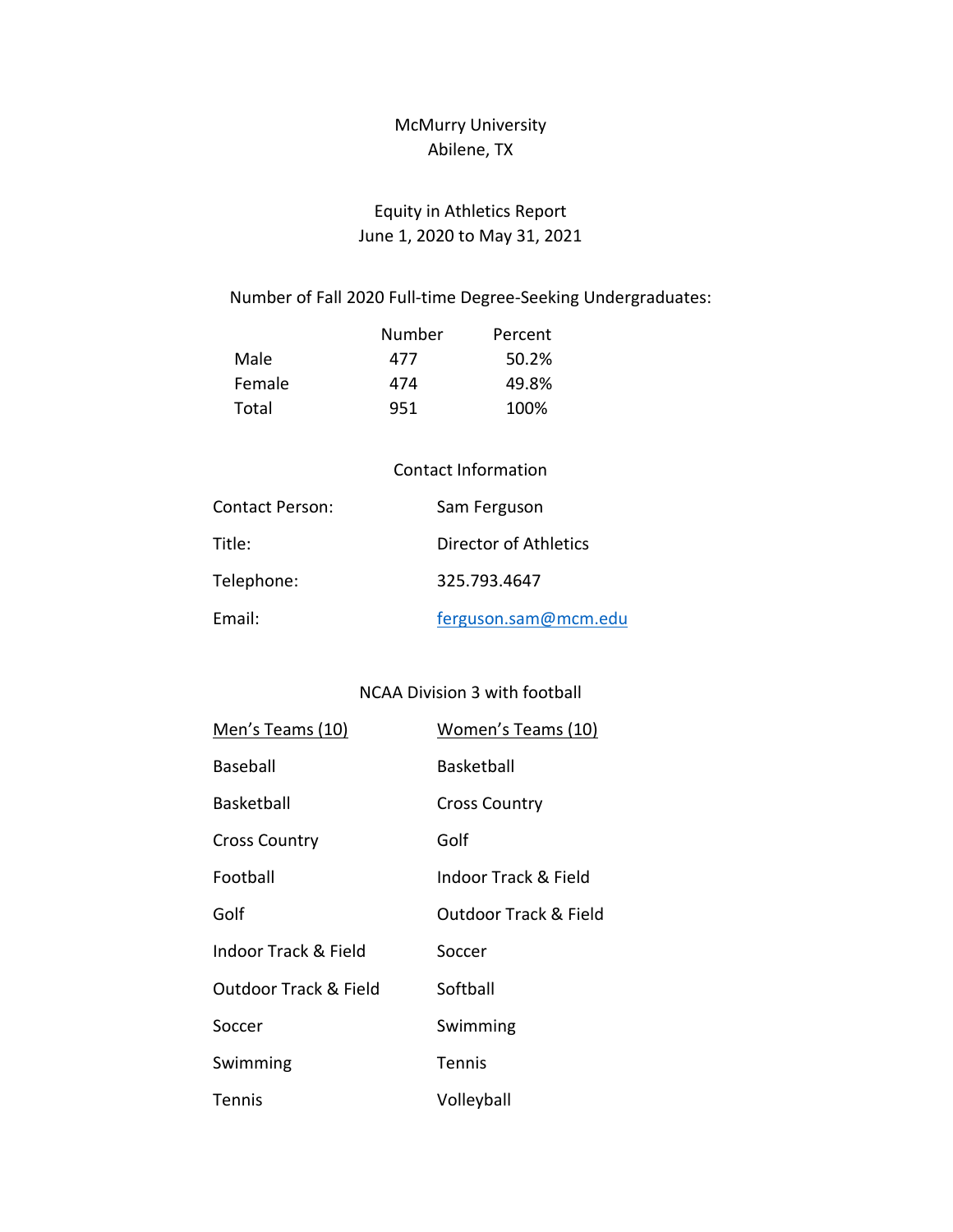# McMurry University
## Abilene, TX

## Equity in Athletics Report
## June 1, 2020 to May 31, 2021

### Number of Fall 2020 Full-time Degree-Seeking Undergraduates:

| | Number | Percent |
|---|---|---|
| Male | 477 | 50.2% |
| Female | 474 | 49.8% |
| Total | 951 | 100% |

### Contact Information

| | |
|---|---|
| Contact Person: | Sam Ferguson |
| Title: | Director of Athletics |
| Telephone: | 325.793.4647 |
| Email: | ferguson.sam@mcm.edu |

### NCAA Division 3 with football

| Men's Teams (10) | Women's Teams (10) |
|---|---|
| Baseball | Basketball |
| Basketball | Cross Country |
| Cross Country | Golf |
| Football | Indoor Track & Field |
| Golf | Outdoor Track & Field |
| Indoor Track & Field | Soccer |
| Outdoor Track & Field | Softball |
| Soccer | Swimming |
| Swimming | Tennis |
| Tennis | Volleyball |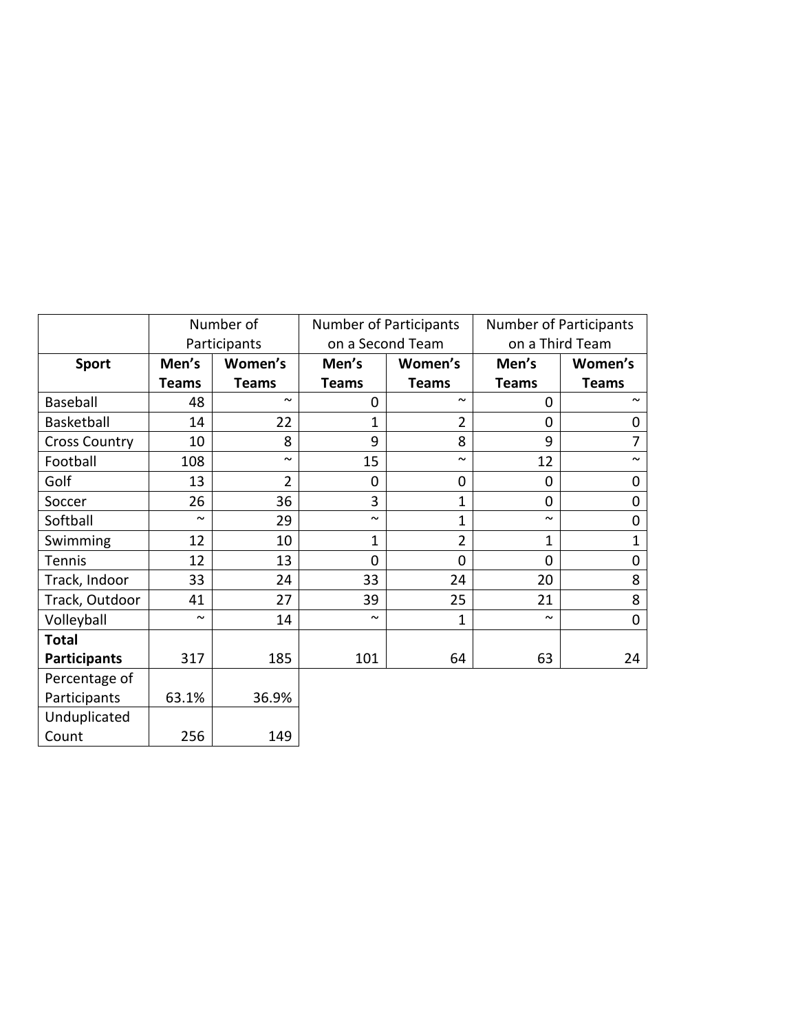| | Number of Participants | | Number of Participants on a Second Team | | Number of Participants on a Third Team | |
|---|---|---|---|---|---|---|
| **Sport** | **Men's Teams** | **Women's Teams** | **Men's Teams** | **Women's Teams** | **Men's Teams** | **Women's Teams** |
| Baseball | 48 | ~ | 0 | ~ | 0 | ~ |
| Basketball | 14 | 22 | 1 | 2 | 0 | 0 |
| Cross Country | 10 | 8 | 9 | 8 | 9 | 7 |
| Football | 108 | ~ | 15 | ~ | 12 | ~ |
| Golf | 13 | 2 | 0 | 0 | 0 | 0 |
| Soccer | 26 | 36 | 3 | 1 | 0 | 0 |
| Softball | ~ | 29 | ~ | 1 | ~ | 0 |
| Swimming | 12 | 10 | 1 | 2 | 1 | 1 |
| Tennis | 12 | 13 | 0 | 0 | 0 | 0 |
| Track, Indoor | 33 | 24 | 33 | 24 | 20 | 8 |
| Track, Outdoor | 41 | 27 | 39 | 25 | 21 | 8 |
| Volleyball | ~ | 14 | ~ | 1 | ~ | 0 |
| **Total Participants** | 317 | 185 | 101 | 64 | 63 | 24 |
| Percentage of Participants | 63.1% | 36.9% | | | | |
| Unduplicated Count | 256 | 149 | | | | |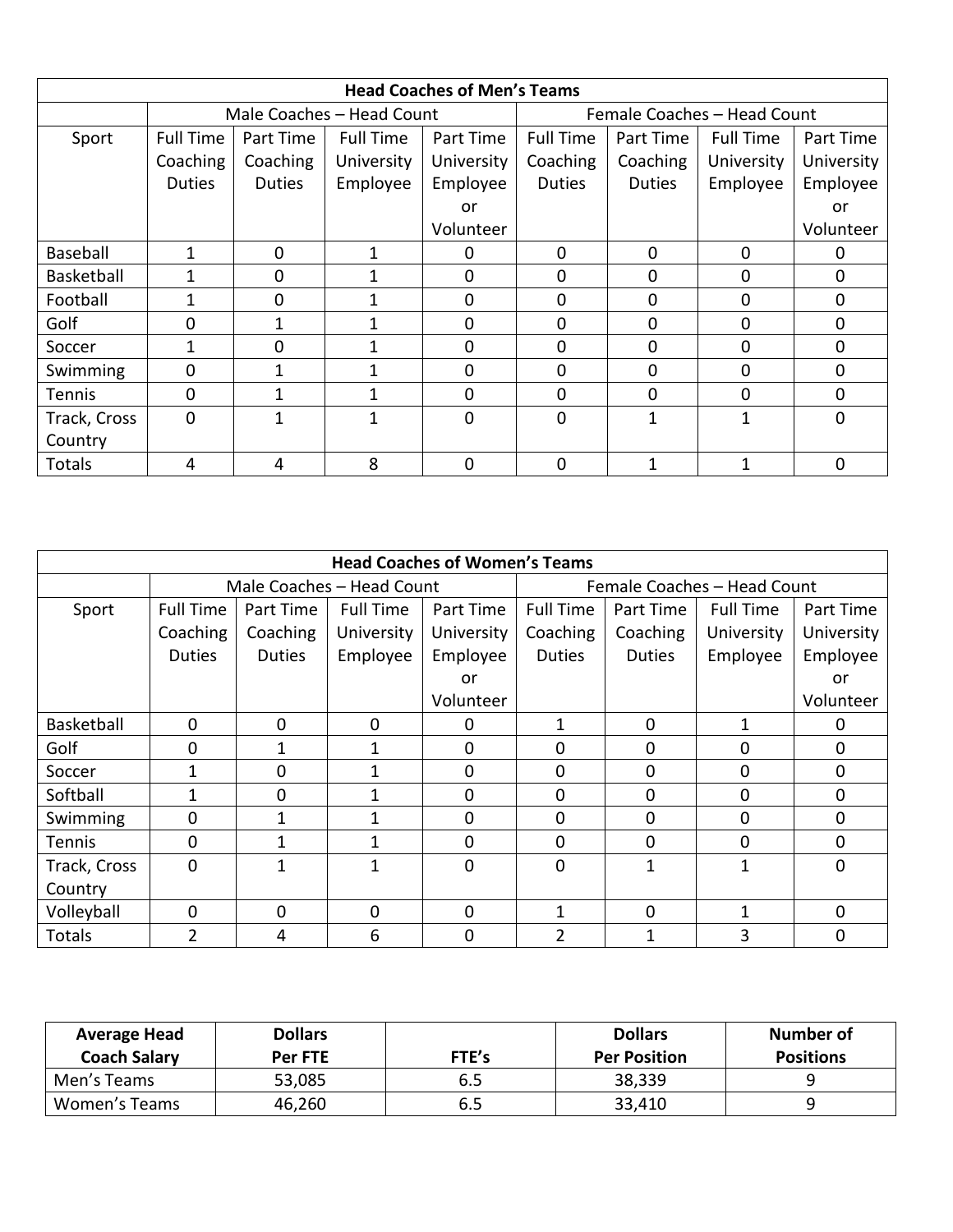| Head Coaches of Men's Teams | | | | | | | | |
|---|---|---|---|---|---|---|---|---|
| | Male Coaches – Head Count | | | | Female Coaches – Head Count | | | |
| Sport | Full Time Coaching Duties | Part Time Coaching Duties | Full Time University Employee | Part Time University Employee or Volunteer | Full Time Coaching Duties | Part Time Coaching Duties | Full Time University Employee | Part Time University Employee or Volunteer |
| Baseball | 1 | 0 | 1 | 0 | 0 | 0 | 0 | 0 |
| Basketball | 1 | 0 | 1 | 0 | 0 | 0 | 0 | 0 |
| Football | 1 | 0 | 1 | 0 | 0 | 0 | 0 | 0 |
| Golf | 0 | 1 | 1 | 0 | 0 | 0 | 0 | 0 |
| Soccer | 1 | 0 | 1 | 0 | 0 | 0 | 0 | 0 |
| Swimming | 0 | 1 | 1 | 0 | 0 | 0 | 0 | 0 |
| Tennis | 0 | 1 | 1 | 0 | 0 | 0 | 0 | 0 |
| Track, Cross Country | 0 | 1 | 1 | 0 | 0 | 1 | 1 | 0 |
| Totals | 4 | 4 | 8 | 0 | 0 | 1 | 1 | 0 |

| Head Coaches of Women's Teams | | | | | | | | |
|---|---|---|---|---|---|---|---|---|
| | Male Coaches – Head Count | | | | Female Coaches – Head Count | | | |
| Sport | Full Time Coaching Duties | Part Time Coaching Duties | Full Time University Employee | Part Time University Employee or Volunteer | Full Time Coaching Duties | Part Time Coaching Duties | Full Time University Employee | Part Time University Employee or Volunteer |
| Basketball | 0 | 0 | 0 | 0 | 1 | 0 | 1 | 0 |
| Golf | 0 | 1 | 1 | 0 | 0 | 0 | 0 | 0 |
| Soccer | 1 | 0 | 1 | 0 | 0 | 0 | 0 | 0 |
| Softball | 1 | 0 | 1 | 0 | 0 | 0 | 0 | 0 |
| Swimming | 0 | 1 | 1 | 0 | 0 | 0 | 0 | 0 |
| Tennis | 0 | 1 | 1 | 0 | 0 | 0 | 0 | 0 |
| Track, Cross Country | 0 | 1 | 1 | 0 | 0 | 1 | 1 | 0 |
| Volleyball | 0 | 0 | 0 | 0 | 1 | 0 | 1 | 0 |
| Totals | 2 | 4 | 6 | 0 | 2 | 1 | 3 | 0 |

| Average Head Coach Salary | Dollars Per FTE | FTE's | Dollars Per Position | Number of Positions |
|---|---|---|---|---|
| Men's Teams | 53,085 | 6.5 | 38,339 | 9 |
| Women's Teams | 46,260 | 6.5 | 33,410 | 9 |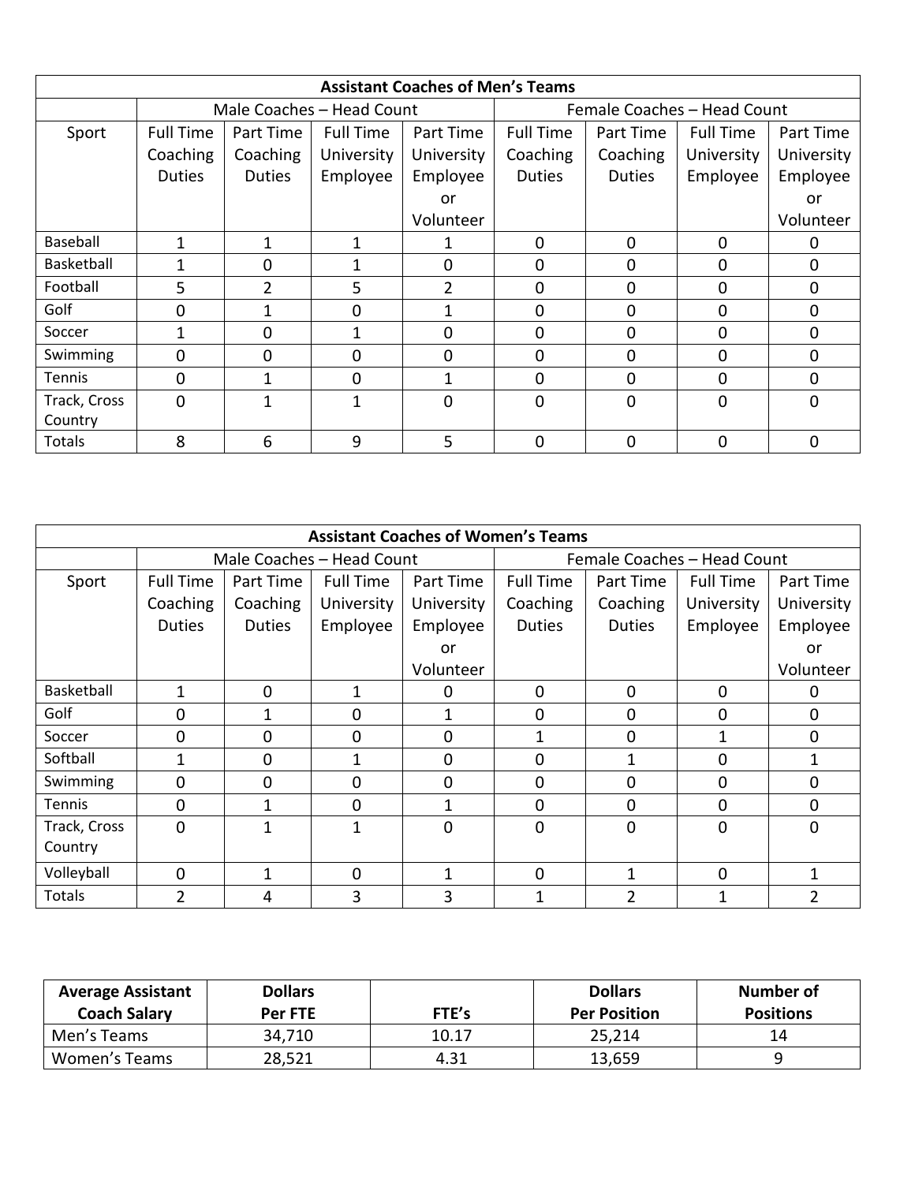| Assistant Coaches of Men's Teams | | | | | | | | |
|---|---|---|---|---|---|---|---|---|
| | Male Coaches – Head Count | | | | Female Coaches – Head Count | | | |
| Sport | Full Time Coaching Duties | Part Time Coaching Duties | Full Time University Employee | Part Time University Employee or Volunteer | Full Time Coaching Duties | Part Time Coaching Duties | Full Time University Employee | Part Time University Employee or Volunteer |
| Baseball | 1 | 1 | 1 | 1 | 0 | 0 | 0 | 0 |
| Basketball | 1 | 0 | 1 | 0 | 0 | 0 | 0 | 0 |
| Football | 5 | 2 | 5 | 2 | 0 | 0 | 0 | 0 |
| Golf | 0 | 1 | 0 | 1 | 0 | 0 | 0 | 0 |
| Soccer | 1 | 0 | 1 | 0 | 0 | 0 | 0 | 0 |
| Swimming | 0 | 0 | 0 | 0 | 0 | 0 | 0 | 0 |
| Tennis | 0 | 1 | 0 | 1 | 0 | 0 | 0 | 0 |
| Track, Cross Country | 0 | 1 | 1 | 0 | 0 | 0 | 0 | 0 |
| Totals | 8 | 6 | 9 | 5 | 0 | 0 | 0 | 0 |

| Assistant Coaches of Women's Teams | | | | | | | | |
|---|---|---|---|---|---|---|---|---|
| | Male Coaches – Head Count | | | | Female Coaches – Head Count | | | |
| Sport | Full Time Coaching Duties | Part Time Coaching Duties | Full Time University Employee | Part Time University Employee or Volunteer | Full Time Coaching Duties | Part Time Coaching Duties | Full Time University Employee | Part Time University Employee or Volunteer |
| Basketball | 1 | 0 | 1 | 0 | 0 | 0 | 0 | 0 |
| Golf | 0 | 1 | 0 | 1 | 0 | 0 | 0 | 0 |
| Soccer | 0 | 0 | 0 | 0 | 1 | 0 | 1 | 0 |
| Softball | 1 | 0 | 1 | 0 | 0 | 1 | 0 | 1 |
| Swimming | 0 | 0 | 0 | 0 | 0 | 0 | 0 | 0 |
| Tennis | 0 | 1 | 0 | 1 | 0 | 0 | 0 | 0 |
| Track, Cross Country | 0 | 1 | 1 | 0 | 0 | 0 | 0 | 0 |
| Volleyball | 0 | 1 | 0 | 1 | 0 | 1 | 0 | 1 |
| Totals | 2 | 4 | 3 | 3 | 1 | 2 | 1 | 2 |

| Average Assistant Coach Salary | Dollars Per FTE | FTE's | Dollars Per Position | Number of Positions |
|---|---|---|---|---|
| Men's Teams | 34,710 | 10.17 | 25,214 | 14 |
| Women's Teams | 28,521 | 4.31 | 13,659 | 9 |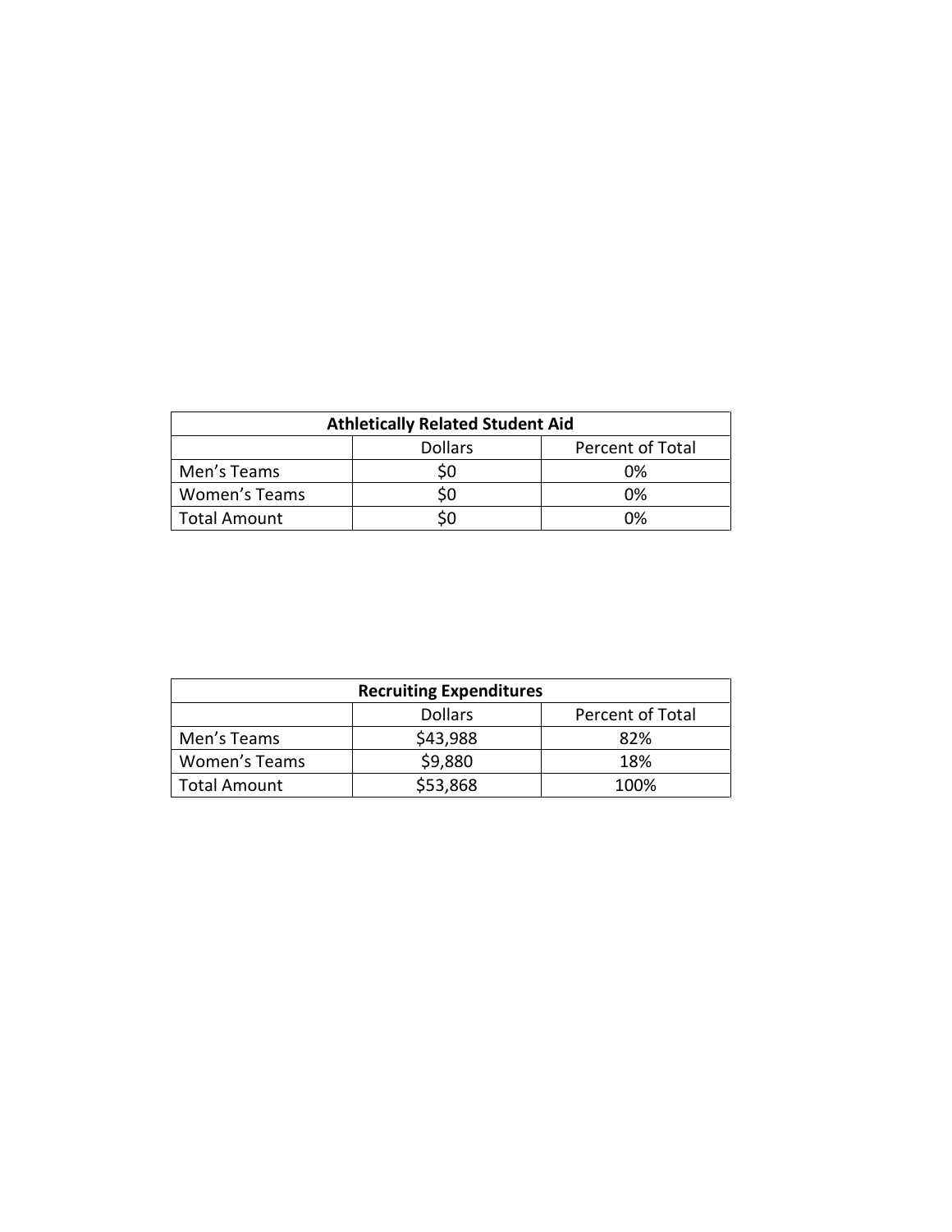| Athletically Related Student Aid | | |
| --- | --- | --- |
| | Dollars | Percent of Total |
| Men’s Teams | $0 | 0% |
| Women’s Teams | $0 | 0% |
| Total Amount | $0 | 0% |

| Recruiting Expenditures | | |
| --- | --- | --- |
| | Dollars | Percent of Total |
| Men’s Teams | $43,988 | 82% |
| Women’s Teams | $9,880 | 18% |
| Total Amount | $53,868 | 100% |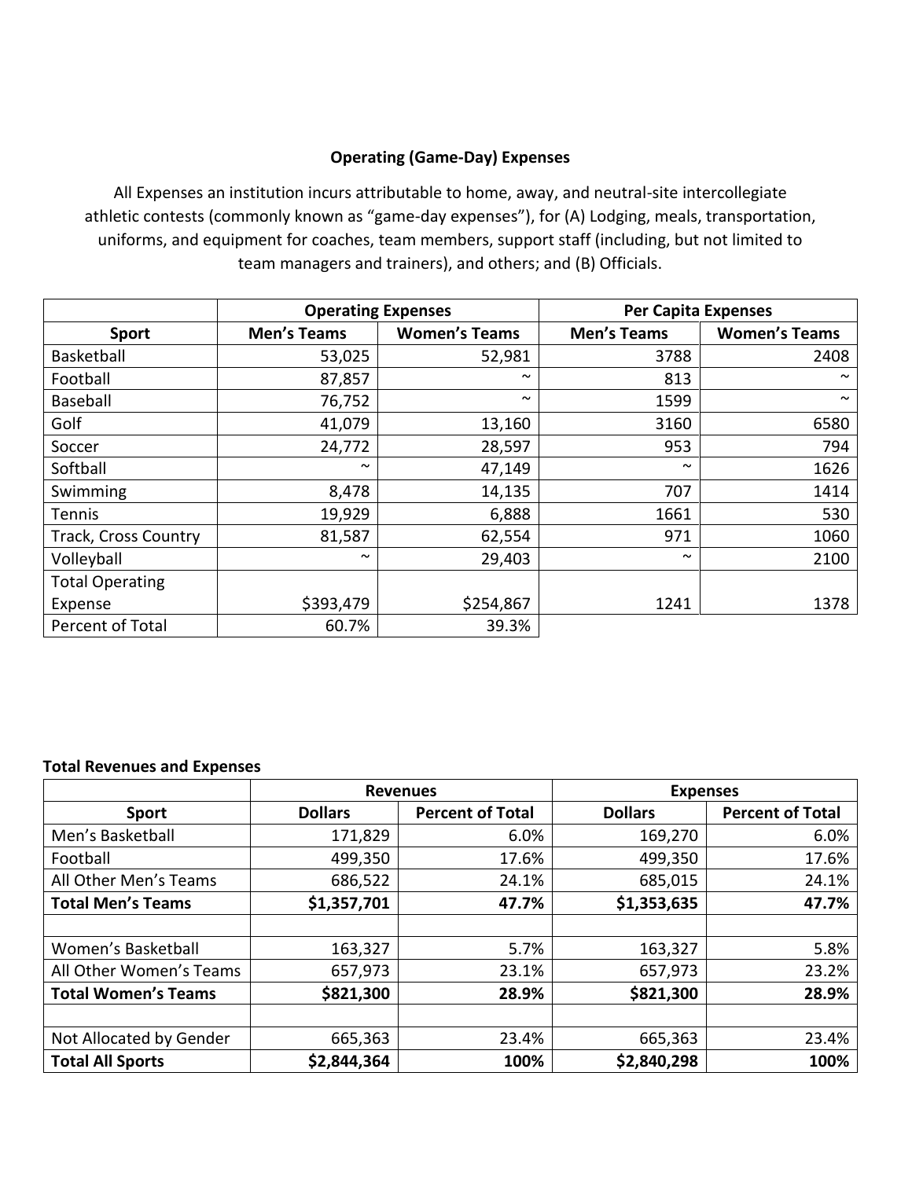### Operating (Game-Day) Expenses

All Expenses an institution incurs attributable to home, away, and neutral-site intercollegiate athletic contests (commonly known as "game-day expenses"), for (A) Lodging, meals, transportation, uniforms, and equipment for coaches, team members, support staff (including, but not limited to team managers and trainers), and others; and (B) Officials.

| | Operating Expenses | | Per Capita Expenses | |
|---|---|---|---|---|
| **Sport** | **Men's Teams** | **Women's Teams** | **Men's Teams** | **Women's Teams** |
| Basketball | 53,025 | 52,981 | 3788 | 2408 |
| Football | 87,857 | ~ | 813 | ~ |
| Baseball | 76,752 | ~ | 1599 | ~ |
| Golf | 41,079 | 13,160 | 3160 | 6580 |
| Soccer | 24,772 | 28,597 | 953 | 794 |
| Softball | ~ | 47,149 | ~ | 1626 |
| Swimming | 8,478 | 14,135 | 707 | 1414 |
| Tennis | 19,929 | 6,888 | 1661 | 530 |
| Track, Cross Country | 81,587 | 62,554 | 971 | 1060 |
| Volleyball | ~ | 29,403 | ~ | 2100 |
| Total Operating Expense | $393,479 | $254,867 | 1241 | 1378 |
| Percent of Total | 60.7% | 39.3% | | |

**Total Revenues and Expenses**

| | Revenues | | Expenses | |
|---|---|---|---|---|
| **Sport** | **Dollars** | **Percent of Total** | **Dollars** | **Percent of Total** |
| Men's Basketball | 171,829 | 6.0% | 169,270 | 6.0% |
| Football | 499,350 | 17.6% | 499,350 | 17.6% |
| All Other Men's Teams | 686,522 | 24.1% | 685,015 | 24.1% |
| **Total Men's Teams** | **$1,357,701** | **47.7%** | **$1,353,635** | **47.7%** |
| | | | | |
| Women's Basketball | 163,327 | 5.7% | 163,327 | 5.8% |
| All Other Women's Teams | 657,973 | 23.1% | 657,973 | 23.2% |
| **Total Women's Teams** | **$821,300** | **28.9%** | **$821,300** | **28.9%** |
| | | | | |
| Not Allocated by Gender | 665,363 | 23.4% | 665,363 | 23.4% |
| **Total All Sports** | **$2,844,364** | **100%** | **$2,840,298** | **100%** |